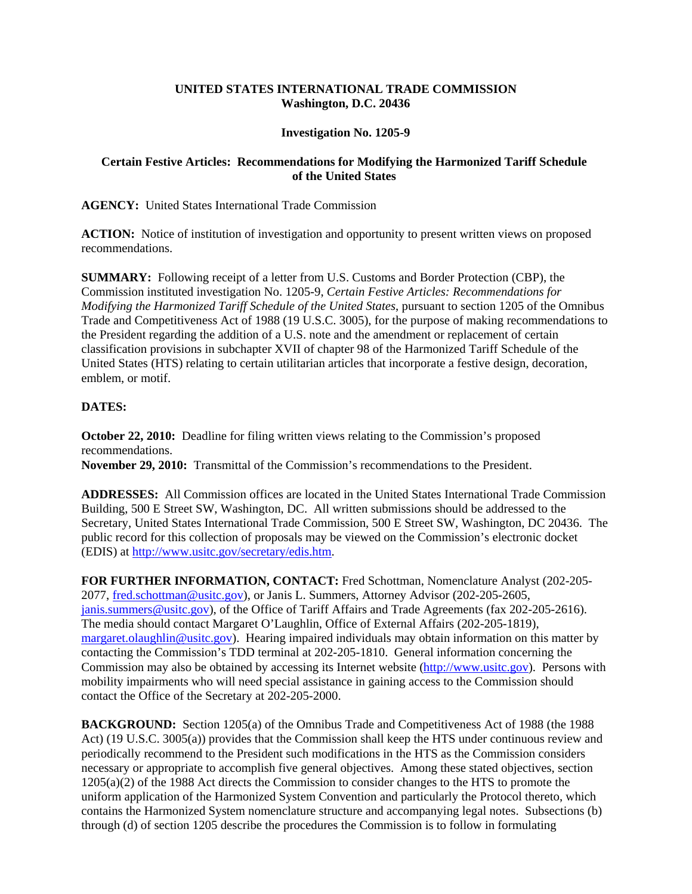**UNITED STATES INTERNATIONAL TRADE COMMISSION**
**Washington, D.C. 20436**

**Investigation No. 1205-9**

**Certain Festive Articles: Recommendations for Modifying the Harmonized Tariff Schedule of the United States**

**AGENCY:** United States International Trade Commission

**ACTION:** Notice of institution of investigation and opportunity to present written views on proposed recommendations.

**SUMMARY:** Following receipt of a letter from U.S. Customs and Border Protection (CBP), the Commission instituted investigation No. 1205-9, *Certain Festive Articles: Recommendations for Modifying the Harmonized Tariff Schedule of the United States*, pursuant to section 1205 of the Omnibus Trade and Competitiveness Act of 1988 (19 U.S.C. 3005), for the purpose of making recommendations to the President regarding the addition of a U.S. note and the amendment or replacement of certain classification provisions in subchapter XVII of chapter 98 of the Harmonized Tariff Schedule of the United States (HTS) relating to certain utilitarian articles that incorporate a festive design, decoration, emblem, or motif.

**DATES:**

**October 22, 2010:** Deadline for filing written views relating to the Commission's proposed recommendations.
**November 29, 2010:** Transmittal of the Commission's recommendations to the President.

**ADDRESSES:** All Commission offices are located in the United States International Trade Commission Building, 500 E Street SW, Washington, DC. All written submissions should be addressed to the Secretary, United States International Trade Commission, 500 E Street SW, Washington, DC 20436. The public record for this collection of proposals may be viewed on the Commission's electronic docket (EDIS) at http://www.usitc.gov/secretary/edis.htm.

**FOR FURTHER INFORMATION, CONTACT:** Fred Schottman, Nomenclature Analyst (202-205-2077, fred.schottman@usitc.gov), or Janis L. Summers, Attorney Advisor (202-205-2605, janis.summers@usitc.gov), of the Office of Tariff Affairs and Trade Agreements (fax 202-205-2616). The media should contact Margaret O'Laughlin, Office of External Affairs (202-205-1819), margaret.olaughlin@usitc.gov). Hearing impaired individuals may obtain information on this matter by contacting the Commission's TDD terminal at 202-205-1810. General information concerning the Commission may also be obtained by accessing its Internet website (http://www.usitc.gov). Persons with mobility impairments who will need special assistance in gaining access to the Commission should contact the Office of the Secretary at 202-205-2000.

**BACKGROUND:** Section 1205(a) of the Omnibus Trade and Competitiveness Act of 1988 (the 1988 Act) (19 U.S.C. 3005(a)) provides that the Commission shall keep the HTS under continuous review and periodically recommend to the President such modifications in the HTS as the Commission considers necessary or appropriate to accomplish five general objectives. Among these stated objectives, section 1205(a)(2) of the 1988 Act directs the Commission to consider changes to the HTS to promote the uniform application of the Harmonized System Convention and particularly the Protocol thereto, which contains the Harmonized System nomenclature structure and accompanying legal notes. Subsections (b) through (d) of section 1205 describe the procedures the Commission is to follow in formulating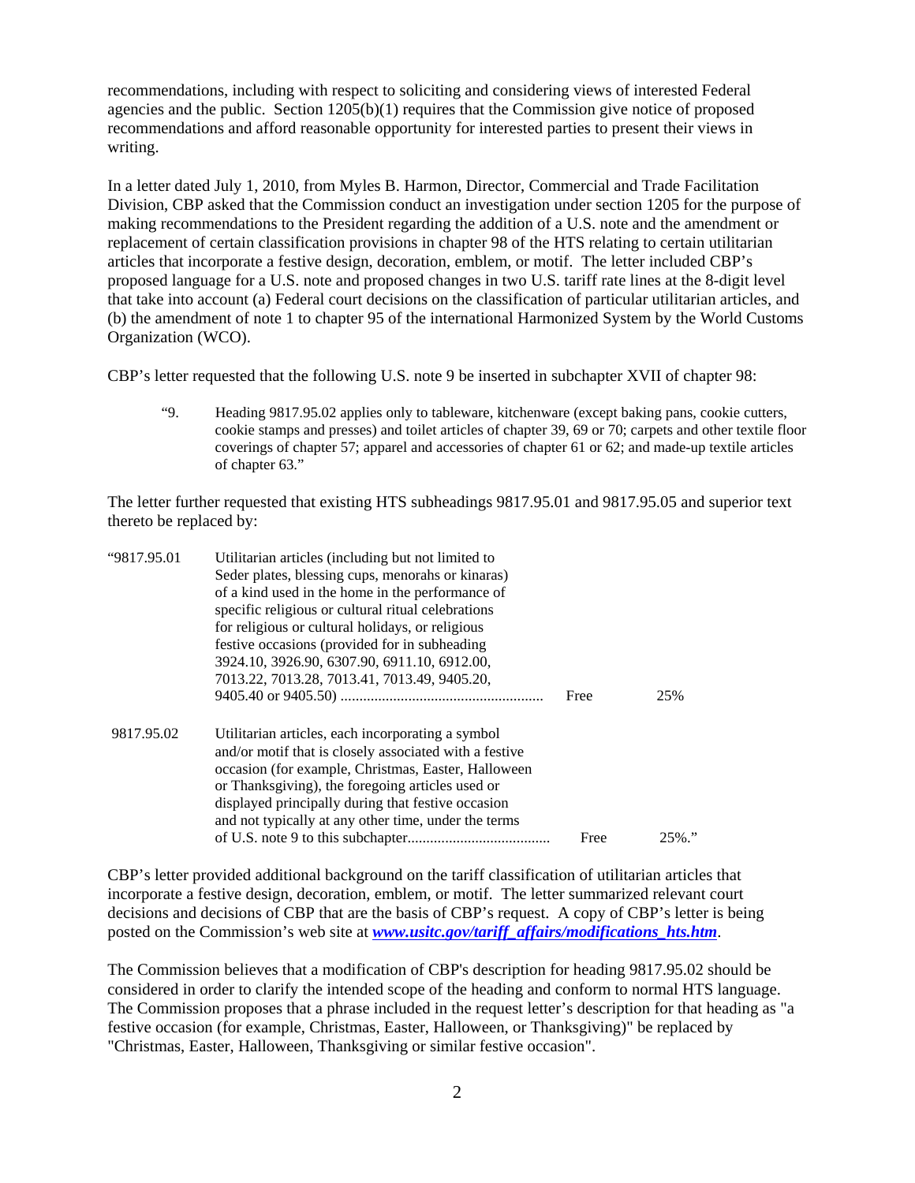recommendations, including with respect to soliciting and considering views of interested Federal agencies and the public. Section 1205(b)(1) requires that the Commission give notice of proposed recommendations and afford reasonable opportunity for interested parties to present their views in writing.

In a letter dated July 1, 2010, from Myles B. Harmon, Director, Commercial and Trade Facilitation Division, CBP asked that the Commission conduct an investigation under section 1205 for the purpose of making recommendations to the President regarding the addition of a U.S. note and the amendment or replacement of certain classification provisions in chapter 98 of the HTS relating to certain utilitarian articles that incorporate a festive design, decoration, emblem, or motif. The letter included CBP's proposed language for a U.S. note and proposed changes in two U.S. tariff rate lines at the 8-digit level that take into account (a) Federal court decisions on the classification of particular utilitarian articles, and (b) the amendment of note 1 to chapter 95 of the international Harmonized System by the World Customs Organization (WCO).

CBP's letter requested that the following U.S. note 9 be inserted in subchapter XVII of chapter 98:

> "9. Heading 9817.95.02 applies only to tableware, kitchenware (except baking pans, cookie cutters, cookie stamps and presses) and toilet articles of chapter 39, 69 or 70; carpets and other textile floor coverings of chapter 57; apparel and accessories of chapter 61 or 62; and made-up textile articles of chapter 63."

The letter further requested that existing HTS subheadings 9817.95.01 and 9817.95.05 and superior text thereto be replaced by:

| | | | |
|---|---|---|---|
| "9817.95.01 | Utilitarian articles (including but not limited to Seder plates, blessing cups, menorahs or kinaras) of a kind used in the home in the performance of specific religious or cultural ritual celebrations for religious or cultural holidays, or religious festive occasions (provided for in subheading 3924.10, 3926.90, 6307.90, 6911.10, 6912.00, 7013.22, 7013.28, 7013.41, 7013.49, 9405.20, 9405.40 or 9405.50) ..................................................... | Free | 25% |
| 9817.95.02 | Utilitarian articles, each incorporating a symbol and/or motif that is closely associated with a festive occasion (for example, Christmas, Easter, Halloween or Thanksgiving), the foregoing articles used or displayed principally during that festive occasion and not typically at any other time, under the terms of U.S. note 9 to this subchapter...................................... | Free | 25%." |

CBP's letter provided additional background on the tariff classification of utilitarian articles that incorporate a festive design, decoration, emblem, or motif. The letter summarized relevant court decisions and decisions of CBP that are the basis of CBP's request. A copy of CBP's letter is being posted on the Commission's web site at ***www.usitc.gov/tariff_affairs/modifications_hts.htm***.

The Commission believes that a modification of CBP's description for heading 9817.95.02 should be considered in order to clarify the intended scope of the heading and conform to normal HTS language. The Commission proposes that a phrase included in the request letter's description for that heading as "a festive occasion (for example, Christmas, Easter, Halloween, or Thanksgiving)" be replaced by "Christmas, Easter, Halloween, Thanksgiving or similar festive occasion".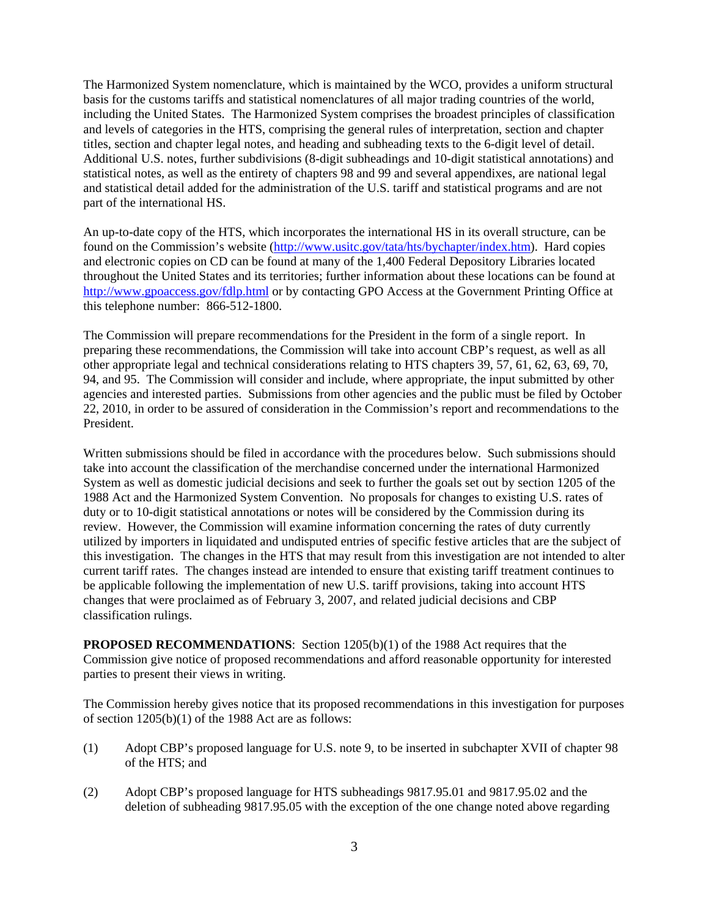The Harmonized System nomenclature, which is maintained by the WCO, provides a uniform structural basis for the customs tariffs and statistical nomenclatures of all major trading countries of the world, including the United States. The Harmonized System comprises the broadest principles of classification and levels of categories in the HTS, comprising the general rules of interpretation, section and chapter titles, section and chapter legal notes, and heading and subheading texts to the 6-digit level of detail. Additional U.S. notes, further subdivisions (8-digit subheadings and 10-digit statistical annotations) and statistical notes, as well as the entirety of chapters 98 and 99 and several appendixes, are national legal and statistical detail added for the administration of the U.S. tariff and statistical programs and are not part of the international HS.

An up-to-date copy of the HTS, which incorporates the international HS in its overall structure, can be found on the Commission's website (http://www.usitc.gov/tata/hts/bychapter/index.htm). Hard copies and electronic copies on CD can be found at many of the 1,400 Federal Depository Libraries located throughout the United States and its territories; further information about these locations can be found at http://www.gpoaccess.gov/fdlp.html or by contacting GPO Access at the Government Printing Office at this telephone number: 866-512-1800.

The Commission will prepare recommendations for the President in the form of a single report. In preparing these recommendations, the Commission will take into account CBP's request, as well as all other appropriate legal and technical considerations relating to HTS chapters 39, 57, 61, 62, 63, 69, 70, 94, and 95. The Commission will consider and include, where appropriate, the input submitted by other agencies and interested parties. Submissions from other agencies and the public must be filed by October 22, 2010, in order to be assured of consideration in the Commission's report and recommendations to the President.

Written submissions should be filed in accordance with the procedures below. Such submissions should take into account the classification of the merchandise concerned under the international Harmonized System as well as domestic judicial decisions and seek to further the goals set out by section 1205 of the 1988 Act and the Harmonized System Convention. No proposals for changes to existing U.S. rates of duty or to 10-digit statistical annotations or notes will be considered by the Commission during its review. However, the Commission will examine information concerning the rates of duty currently utilized by importers in liquidated and undisputed entries of specific festive articles that are the subject of this investigation. The changes in the HTS that may result from this investigation are not intended to alter current tariff rates. The changes instead are intended to ensure that existing tariff treatment continues to be applicable following the implementation of new U.S. tariff provisions, taking into account HTS changes that were proclaimed as of February 3, 2007, and related judicial decisions and CBP classification rulings.

**PROPOSED RECOMMENDATIONS**: Section 1205(b)(1) of the 1988 Act requires that the Commission give notice of proposed recommendations and afford reasonable opportunity for interested parties to present their views in writing.

The Commission hereby gives notice that its proposed recommendations in this investigation for purposes of section 1205(b)(1) of the 1988 Act are as follows:

(1) Adopt CBP's proposed language for U.S. note 9, to be inserted in subchapter XVII of chapter 98 of the HTS; and

(2) Adopt CBP's proposed language for HTS subheadings 9817.95.01 and 9817.95.02 and the deletion of subheading 9817.95.05 with the exception of the one change noted above regarding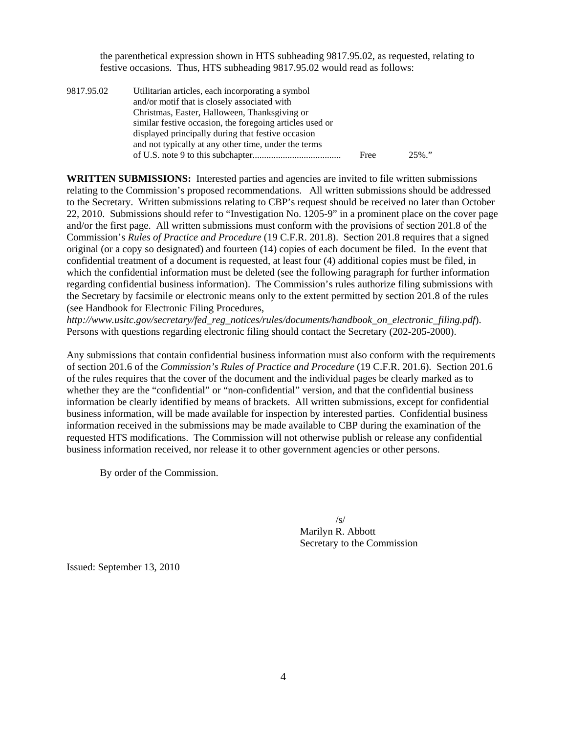the parenthetical expression shown in HTS subheading 9817.95.02, as requested, relating to festive occasions. Thus, HTS subheading 9817.95.02 would read as follows:

| | | | |
|---|---|---|---|
| 9817.95.02 | Utilitarian articles, each incorporating a symbol and/or motif that is closely associated with Christmas, Easter, Halloween, Thanksgiving or similar festive occasion, the foregoing articles used or displayed principally during that festive occasion and not typically at any other time, under the terms of U.S. note 9 to this subchapter...................................... | Free | 25%." |

**WRITTEN SUBMISSIONS:** Interested parties and agencies are invited to file written submissions relating to the Commission's proposed recommendations. All written submissions should be addressed to the Secretary. Written submissions relating to CBP's request should be received no later than October 22, 2010. Submissions should refer to "Investigation No. 1205-9" in a prominent place on the cover page and/or the first page. All written submissions must conform with the provisions of section 201.8 of the Commission's *Rules of Practice and Procedure* (19 C.F.R. 201.8). Section 201.8 requires that a signed original (or a copy so designated) and fourteen (14) copies of each document be filed. In the event that confidential treatment of a document is requested, at least four (4) additional copies must be filed, in which the confidential information must be deleted (see the following paragraph for further information regarding confidential business information). The Commission's rules authorize filing submissions with the Secretary by facsimile or electronic means only to the extent permitted by section 201.8 of the rules (see Handbook for Electronic Filing Procedures, *http://www.usitc.gov/secretary/fed_reg_notices/rules/documents/handbook_on_electronic_filing.pdf*). Persons with questions regarding electronic filing should contact the Secretary (202-205-2000).

Any submissions that contain confidential business information must also conform with the requirements of section 201.6 of the *Commission's Rules of Practice and Procedure* (19 C.F.R. 201.6). Section 201.6 of the rules requires that the cover of the document and the individual pages be clearly marked as to whether they are the "confidential" or "non-confidential" version, and that the confidential business information be clearly identified by means of brackets. All written submissions, except for confidential business information, will be made available for inspection by interested parties. Confidential business information received in the submissions may be made available to CBP during the examination of the requested HTS modifications. The Commission will not otherwise publish or release any confidential business information received, nor release it to other government agencies or other persons.

By order of the Commission.

/s/
Marilyn R. Abbott
Secretary to the Commission

Issued: September 13, 2010